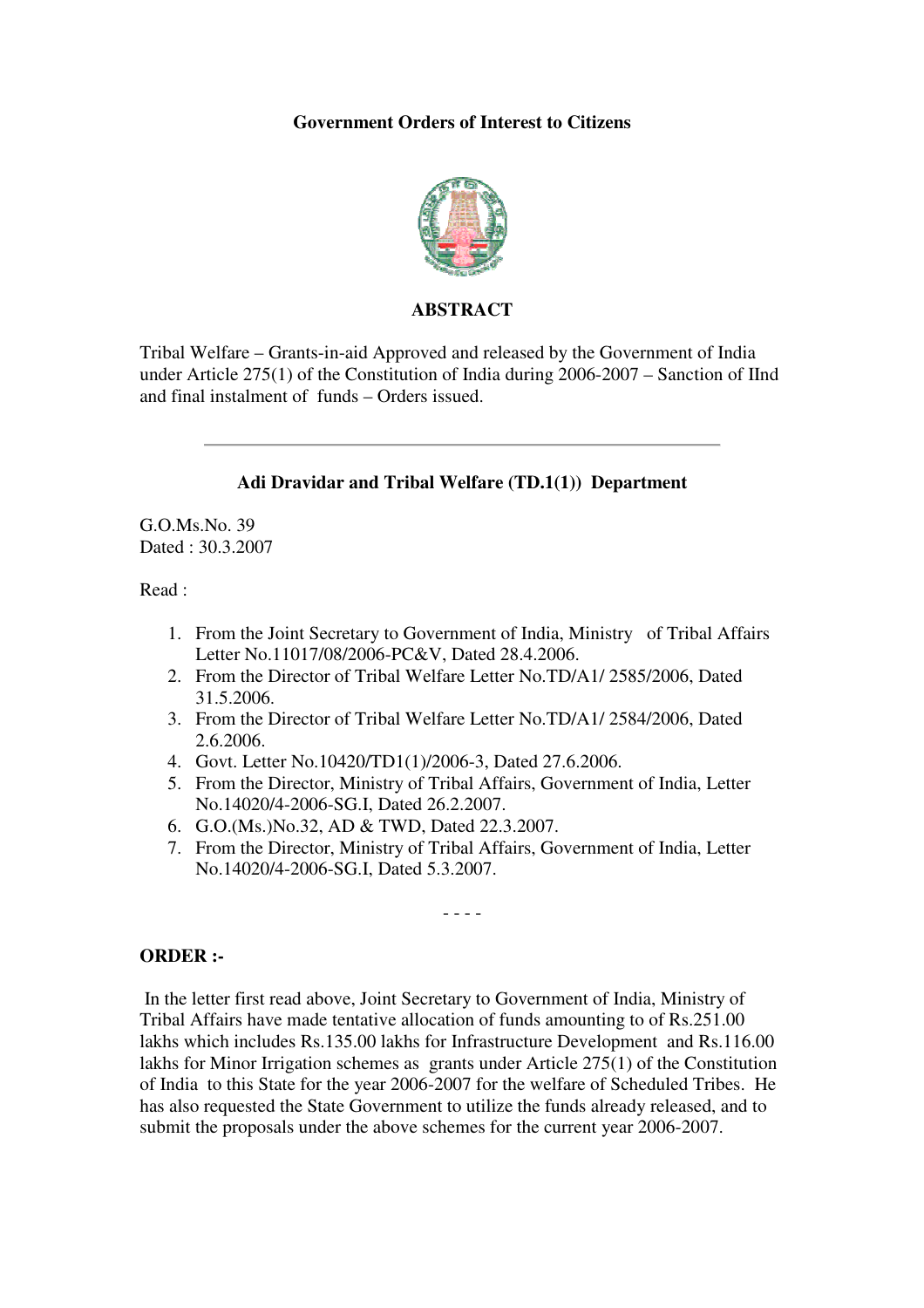**Government Orders of Interest to Citizens**

## ABSTRACT

Tribal Welfare – Grants-in-aid Approved and released by the Government of India under Article 275(1) of the Constitution of India during 2006-2007 – Sanction of IInd and final instalment of funds – Orders issued.

---

### Adi Dravidar and Tribal Welfare (TD.1(1)) Department

G.O.Ms.No. 39
Dated : 30.3.2007

Read :

1. From the Joint Secretary to Government of India, Ministry of Tribal Affairs Letter No.11017/08/2006-PC&V, Dated 28.4.2006.
2. From the Director of Tribal Welfare Letter No.TD/A1/ 2585/2006, Dated 31.5.2006.
3. From the Director of Tribal Welfare Letter No.TD/A1/ 2584/2006, Dated 2.6.2006.
4. Govt. Letter No.10420/TD1(1)/2006-3, Dated 27.6.2006.
5. From the Director, Ministry of Tribal Affairs, Government of India, Letter No.14020/4-2006-SG.I, Dated 26.2.2007.
6. G.O.(Ms.)No.32, AD & TWD, Dated 22.3.2007.
7. From the Director, Ministry of Tribal Affairs, Government of India, Letter No.14020/4-2006-SG.I, Dated 5.3.2007.

- - - -

**ORDER :-**

In the letter first read above, Joint Secretary to Government of India, Ministry of Tribal Affairs have made tentative allocation of funds amounting to of Rs.251.00 lakhs which includes Rs.135.00 lakhs for Infrastructure Development and Rs.116.00 lakhs for Minor Irrigation schemes as grants under Article 275(1) of the Constitution of India to this State for the year 2006-2007 for the welfare of Scheduled Tribes. He has also requested the State Government to utilize the funds already released, and to submit the proposals under the above schemes for the current year 2006-2007.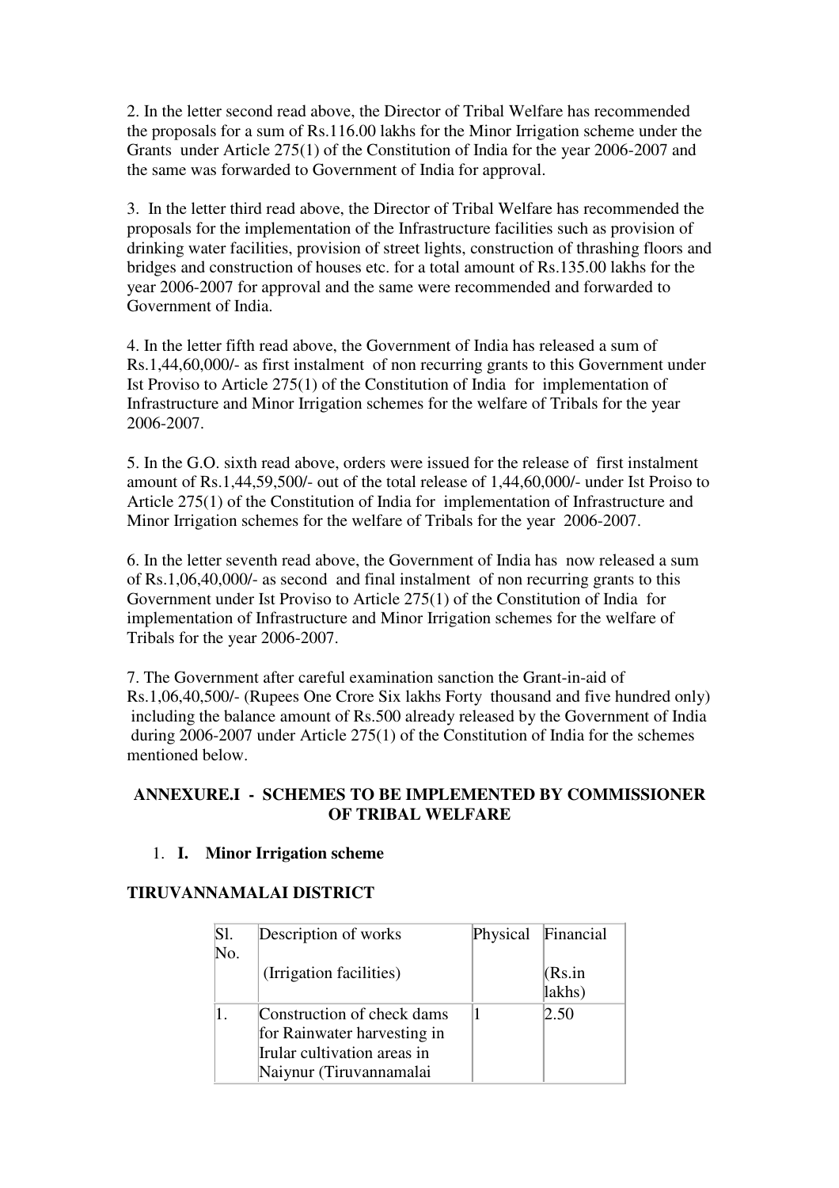2. In the letter second read above, the Director of Tribal Welfare has recommended the proposals for a sum of Rs.116.00 lakhs for the Minor Irrigation scheme under the Grants under Article 275(1) of the Constitution of India for the year 2006-2007 and the same was forwarded to Government of India for approval.

3. In the letter third read above, the Director of Tribal Welfare has recommended the proposals for the implementation of the Infrastructure facilities such as provision of drinking water facilities, provision of street lights, construction of thrashing floors and bridges and construction of houses etc. for a total amount of Rs.135.00 lakhs for the year 2006-2007 for approval and the same were recommended and forwarded to Government of India.

4. In the letter fifth read above, the Government of India has released a sum of Rs.1,44,60,000/- as first instalment of non recurring grants to this Government under Ist Proviso to Article 275(1) of the Constitution of India for implementation of Infrastructure and Minor Irrigation schemes for the welfare of Tribals for the year 2006-2007.

5. In the G.O. sixth read above, orders were issued for the release of first instalment amount of Rs.1,44,59,500/- out of the total release of 1,44,60,000/- under Ist Proiso to Article 275(1) of the Constitution of India for implementation of Infrastructure and Minor Irrigation schemes for the welfare of Tribals for the year 2006-2007.

6. In the letter seventh read above, the Government of India has now released a sum of Rs.1,06,40,000/- as second and final instalment of non recurring grants to this Government under Ist Proviso to Article 275(1) of the Constitution of India for implementation of Infrastructure and Minor Irrigation schemes for the welfare of Tribals for the year 2006-2007.

7. The Government after careful examination sanction the Grant-in-aid of Rs.1,06,40,500/- (Rupees One Crore Six lakhs Forty thousand and five hundred only) including the balance amount of Rs.500 already released by the Government of India during 2006-2007 under Article 275(1) of the Constitution of India for the schemes mentioned below.

**ANNEXURE.I - SCHEMES TO BE IMPLEMENTED BY COMMISSIONER OF TRIBAL WELFARE**

1. **I. Minor Irrigation scheme**

**TIRUVANNAMALAI DISTRICT**

| Sl. No. | Description of works (Irrigation facilities) | Physical | Financial (Rs.in lakhs) |
|---|---|---|---|
| 1. | Construction of check dams for Rainwater harvesting in Irular cultivation areas in Naiynur (Tiruvannamalai | 1 | 2.50 |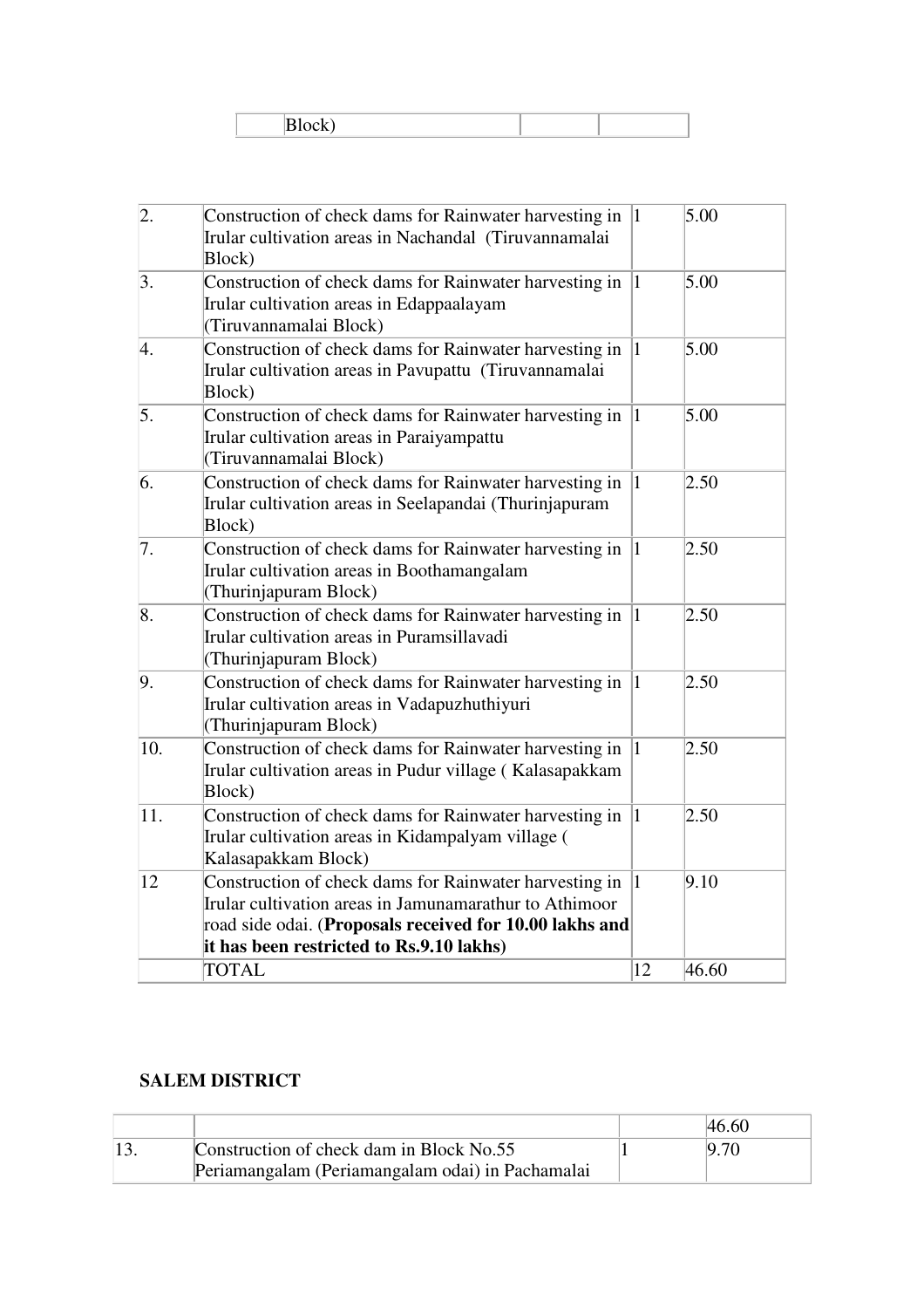| | Block) | | |
|---|---|---|---|

| | | | |
|---|---|---|---|
| 2. | Construction of check dams for Rainwater harvesting in Irular cultivation areas in Nachandal (Tiruvannamalai Block) | 1 | 5.00 |
| 3. | Construction of check dams for Rainwater harvesting in Irular cultivation areas in Edappaalayam (Tiruvannamalai Block) | 1 | 5.00 |
| 4. | Construction of check dams for Rainwater harvesting in Irular cultivation areas in Pavupattu (Tiruvannamalai Block) | 1 | 5.00 |
| 5. | Construction of check dams for Rainwater harvesting in Irular cultivation areas in Paraiyampattu (Tiruvannamalai Block) | 1 | 5.00 |
| 6. | Construction of check dams for Rainwater harvesting in Irular cultivation areas in Seelapandai (Thurinjapuram Block) | 1 | 2.50 |
| 7. | Construction of check dams for Rainwater harvesting in Irular cultivation areas in Boothamangalam (Thurinjapuram Block) | 1 | 2.50 |
| 8. | Construction of check dams for Rainwater harvesting in Irular cultivation areas in Puramsillavadi (Thurinjapuram Block) | 1 | 2.50 |
| 9. | Construction of check dams for Rainwater harvesting in Irular cultivation areas in Vadapuzhuthiyuri (Thurinjapuram Block) | 1 | 2.50 |
| 10. | Construction of check dams for Rainwater harvesting in Irular cultivation areas in Pudur village ( Kalasapakkam Block) | 1 | 2.50 |
| 11. | Construction of check dams for Rainwater harvesting in Irular cultivation areas in Kidampalyam village ( Kalasapakkam Block) | 1 | 2.50 |
| 12 | Construction of check dams for Rainwater harvesting in Irular cultivation areas in Jamunamarathur to Athimoor road side odai. (**Proposals received for 10.00 lakhs and it has been restricted to Rs.9.10 lakhs**) | 1 | 9.10 |
| | TOTAL | 12 | 46.60 |

**SALEM DISTRICT**

| | | | |
|---|---|---|---|
| | | | 46.60 |
| 13. | Construction of check dam in Block No.55 Periamangalam (Periamangalam odai) in Pachamalai | 1 | 9.70 |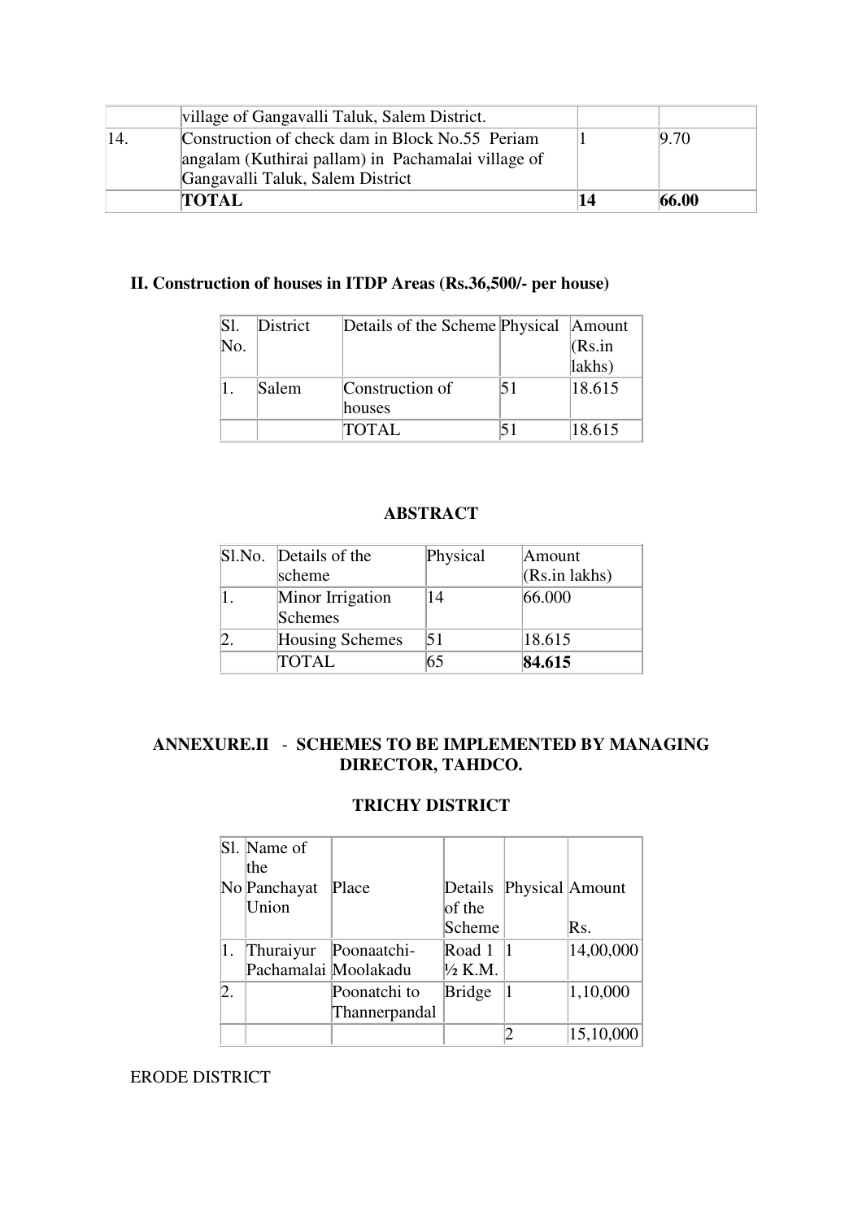| | village of Gangavalli Taluk, Salem District. | | |
|---|---|---|---|
| 14. | Construction of check dam in Block No.55 Periam angalam (Kuthirai pallam) in Pachamalai village of Gangavalli Taluk, Salem District | 1 | 9.70 |
| | **TOTAL** | **14** | **66.00** |

### II. Construction of houses in ITDP Areas (Rs.36,500/- per house)

| Sl. No. | District | Details of the Scheme | Physical | Amount (Rs.in lakhs) |
|---|---|---|---|---|
| 1. | Salem | Construction of houses | 51 | 18.615 |
| | | TOTAL | 51 | 18.615 |

### ABSTRACT

| Sl.No. | Details of the scheme | Physical | Amount (Rs.in lakhs) |
|---|---|---|---|
| 1. | Minor Irrigation Schemes | 14 | 66.000 |
| 2. | Housing Schemes | 51 | 18.615 |
| | TOTAL | 65 | **84.615** |

### ANNEXURE.II - SCHEMES TO BE IMPLEMENTED BY MANAGING DIRECTOR, TAHDCO.

### TRICHY DISTRICT

| Sl. No | Name of the Panchayat Union | Place | Details of the Scheme | Physical | Amount Rs. |
|---|---|---|---|---|---|
| 1. | Thuraiyur Pachamalai | Poonaatchi-Moolakadu | Road 1 ½ K.M. | 1 | 14,00,000 |
| 2. | | Poonatchi to Thannerpandal | Bridge | 1 | 1,10,000 |
| | | | | 2 | 15,10,000 |

ERODE DISTRICT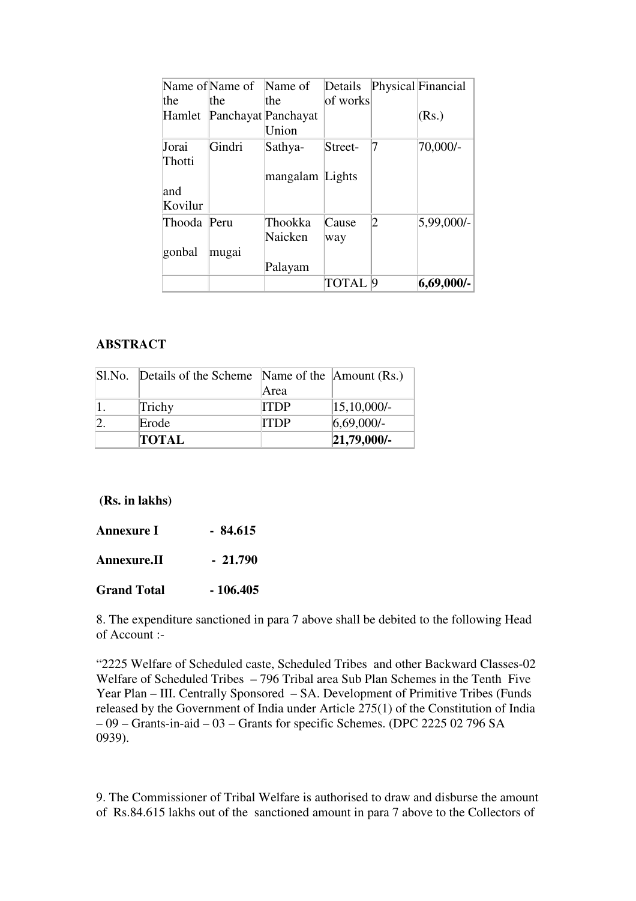| Name of the Hamlet | Name of the Panchayat | Name of the Panchayat Union | Details of works | Physical | Financial (Rs.) |
|---|---|---|---|---|---|
| Jorai Thotti and Kovilur | Gindri | Sathya-mangalam | Street-Lights | 7 | 70,000/- |
| Thoodagonbal | Perumugai | Thookka Naicken Palayam | Cause way | 2 | 5,99,000/- |
| | | | TOTAL | 9 | **6,69,000/-** |

**ABSTRACT**

| Sl.No. | Details of the Scheme | Name of the Area | Amount (Rs.) |
|---|---|---|---|
| 1. | Trichy | ITDP | 15,10,000/- |
| 2. | Erode | ITDP | 6,69,000/- |
| | **TOTAL** | | **21,79,000/-** |

**(Rs. in lakhs)**

**Annexure I - 84.615**

**Annexure.II - 21.790**

**Grand Total - 106.405**

8. The expenditure sanctioned in para 7 above shall be debited to the following Head of Account :-

"2225 Welfare of Scheduled caste, Scheduled Tribes and other Backward Classes-02 Welfare of Scheduled Tribes – 796 Tribal area Sub Plan Schemes in the Tenth Five Year Plan – III. Centrally Sponsored – SA. Development of Primitive Tribes (Funds released by the Government of India under Article 275(1) of the Constitution of India – 09 – Grants-in-aid – 03 – Grants for specific Schemes. (DPC 2225 02 796 SA 0939).

9. The Commissioner of Tribal Welfare is authorised to draw and disburse the amount of Rs.84.615 lakhs out of the sanctioned amount in para 7 above to the Collectors of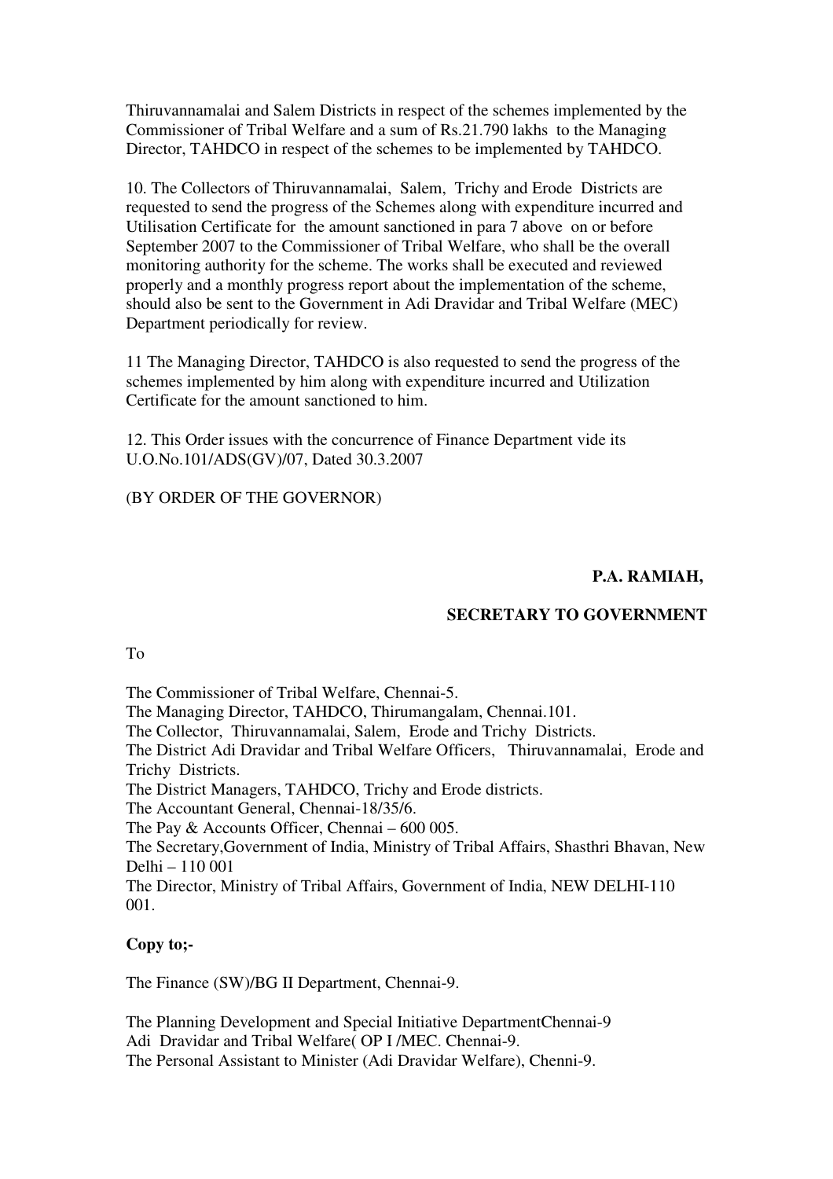Thiruvannamalai and Salem Districts in respect of the schemes implemented by the Commissioner of Tribal Welfare and a sum of Rs.21.790 lakhs to the Managing Director, TAHDCO in respect of the schemes to be implemented by TAHDCO.

10. The Collectors of Thiruvannamalai, Salem, Trichy and Erode Districts are requested to send the progress of the Schemes along with expenditure incurred and Utilisation Certificate for the amount sanctioned in para 7 above on or before September 2007 to the Commissioner of Tribal Welfare, who shall be the overall monitoring authority for the scheme. The works shall be executed and reviewed properly and a monthly progress report about the implementation of the scheme, should also be sent to the Government in Adi Dravidar and Tribal Welfare (MEC) Department periodically for review.

11 The Managing Director, TAHDCO is also requested to send the progress of the schemes implemented by him along with expenditure incurred and Utilization Certificate for the amount sanctioned to him.

12. This Order issues with the concurrence of Finance Department vide its U.O.No.101/ADS(GV)/07, Dated 30.3.2007

(BY ORDER OF THE GOVERNOR)

**P.A. RAMIAH,**

**SECRETARY TO GOVERNMENT**

To

The Commissioner of Tribal Welfare, Chennai-5.
The Managing Director, TAHDCO, Thirumangalam, Chennai.101.
The Collector, Thiruvannamalai, Salem, Erode and Trichy Districts.
The District Adi Dravidar and Tribal Welfare Officers, Thiruvannamalai, Erode and Trichy Districts.
The District Managers, TAHDCO, Trichy and Erode districts.
The Accountant General, Chennai-18/35/6.
The Pay & Accounts Officer, Chennai – 600 005.
The Secretary,Government of India, Ministry of Tribal Affairs, Shasthri Bhavan, New Delhi – 110 001
The Director, Ministry of Tribal Affairs, Government of India, NEW DELHI-110 001.

**Copy to;-**

The Finance (SW)/BG II Department, Chennai-9.

The Planning Development and Special Initiative DepartmentChennai-9
Adi Dravidar and Tribal Welfare( OP I /MEC. Chennai-9.
The Personal Assistant to Minister (Adi Dravidar Welfare), Chenni-9.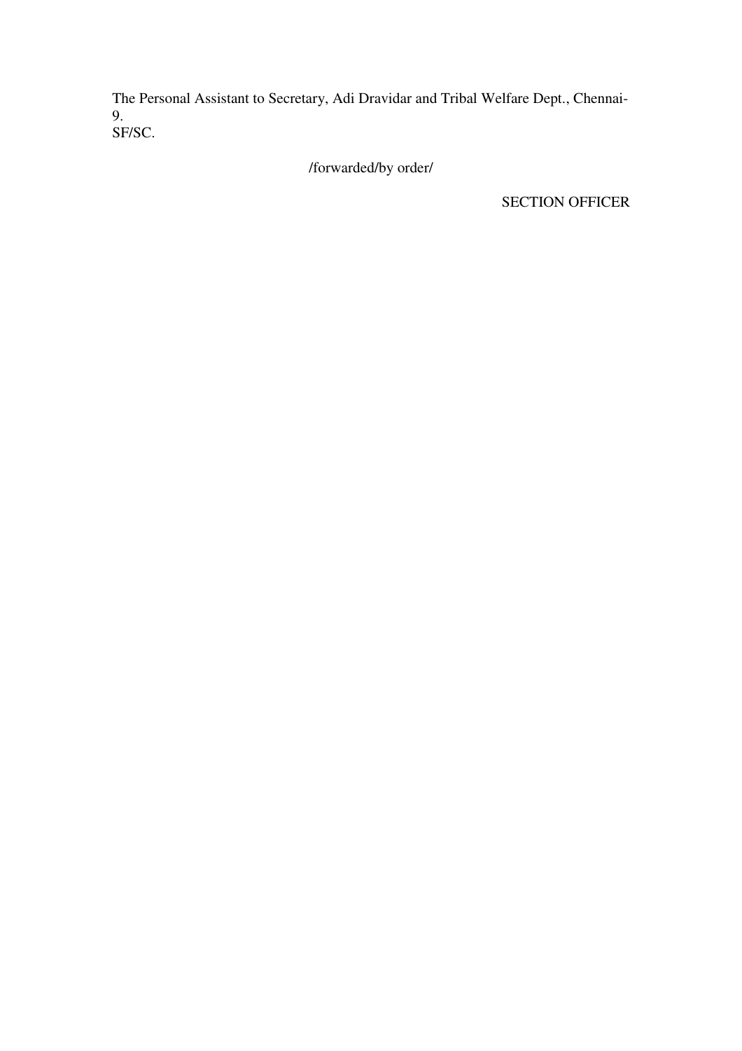The Personal Assistant to Secretary, Adi Dravidar and Tribal Welfare Dept., Chennai-9.
SF/SC.

/forwarded/by order/

SECTION OFFICER